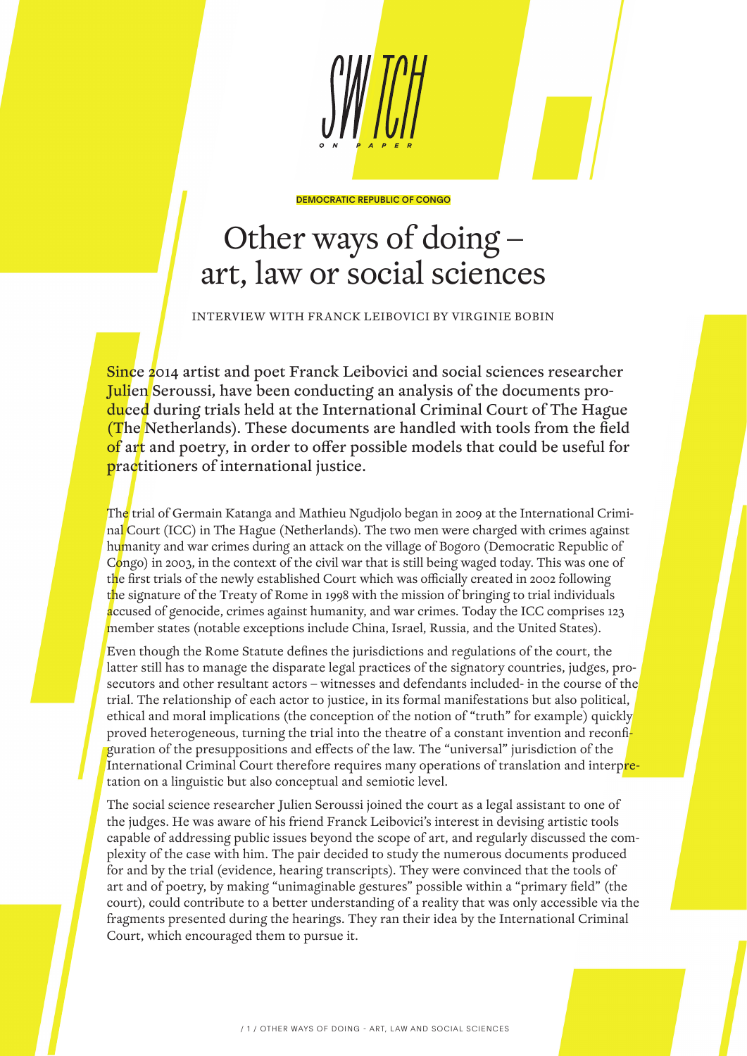SWITCH ON PAPER

DEMOCRATIC REPUBLIC OF CONGO

# Other ways of doing – art, law or social sciences

INTERVIEW WITH FRANCK LEIBOVICI BY VIRGINIE BOBIN

**Since 2014 artist and poet Franck Leibovici and social sciences researcher Julien Seroussi, have been conducting an analysis of the documents produced during trials held at the International Criminal Court of The Hague (The Netherlands). These documents are handled with tools from the field of art and poetry, in order to offer possible models that could be useful for practitioners of international justice.**

The trial of Germain Katanga and Mathieu Ngudjolo began in 2009 at the International Criminal Court (ICC) in The Hague (Netherlands). The two men were charged with crimes against humanity and war crimes during an attack on the village of Bogoro (Democratic Republic of Congo) in 2003, in the context of the civil war that is still being waged today. This was one of the first trials of the newly established Court which was officially created in 2002 following the signature of the Treaty of Rome in 1998 with the mission of bringing to trial individuals accused of genocide, crimes against humanity, and war crimes. Today the ICC comprises 123 member states (notable exceptions include China, Israel, Russia, and the United States).

Even though the Rome Statute defines the jurisdictions and regulations of the court, the latter still has to manage the disparate legal practices of the signatory countries, judges, prosecutors and other resultant actors – witnesses and defendants included- in the course of the trial. The relationship of each actor to justice, in its formal manifestations but also political, ethical and moral implications (the conception of the notion of "truth" for example) quickly proved heterogeneous, turning the trial into the theatre of a constant invention and reconfiguration of the presuppositions and effects of the law. The "universal" jurisdiction of the International Criminal Court therefore requires many operations of translation and interpretation on a linguistic but also conceptual and semiotic level.

The social science researcher Julien Seroussi joined the court as a legal assistant to one of the judges. He was aware of his friend Franck Leibovici's interest in devising artistic tools capable of addressing public issues beyond the scope of art, and regularly discussed the complexity of the case with him. The pair decided to study the numerous documents produced for and by the trial (evidence, hearing transcripts). They were convinced that the tools of art and of poetry, by making "unimaginable gestures" possible within a "primary field" (the court), could contribute to a better understanding of a reality that was only accessible via the fragments presented during the hearings. They ran their idea by the International Criminal Court, which encouraged them to pursue it.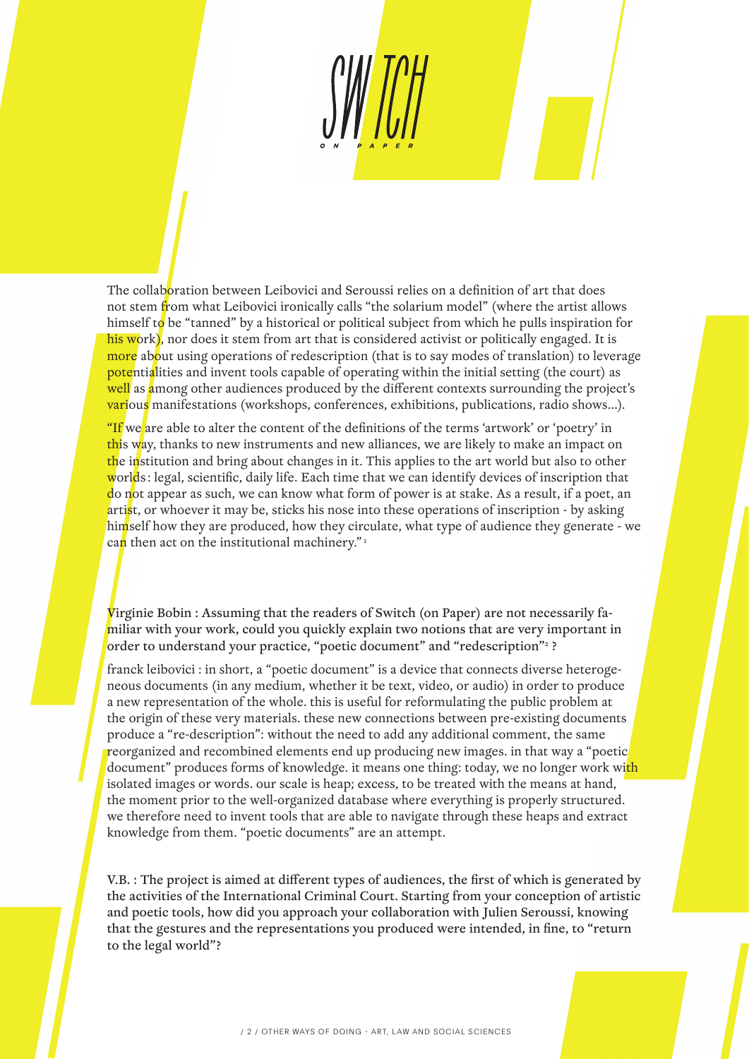The collaboration between Leibovici and Seroussi relies on a definition of art that does not stem from what Leibovici ironically calls "the solarium model" (where the artist allows himself to be "tanned" by a historical or political subject from which he pulls inspiration for his work), nor does it stem from art that is considered activist or politically engaged. It is more about using operations of redescription (that is to say modes of translation) to leverage potentialities and invent tools capable of operating within the initial setting (the court) as well as among other audiences produced by the different contexts surrounding the project's various manifestations (workshops, conferences, exhibitions, publications, radio shows...).

"If we are able to alter the content of the definitions of the terms 'artwork' or 'poetry' in this way, thanks to new instruments and new alliances, we are likely to make an impact on the institution and bring about changes in it. This applies to the art world but also to other worlds: legal, scientific, daily life. Each time that we can identify devices of inscription that do not appear as such, we can know what form of power is at stake. As a result, if a poet, an artist, or whoever it may be, sticks his nose into these operations of inscription - by asking himself how they are produced, how they circulate, what type of audience they generate - we can then act on the institutional machinery." [1]

**Virginie Bobin : Assuming that the readers of Switch (on Paper) are not necessarily familiar with your work, could you quickly explain two notions that are very important in order to understand your practice, "poetic document" and "redescription"[2] ?**

franck leibovici : in short, a "poetic document" is a device that connects diverse heterogeneous documents (in any medium, whether it be text, video, or audio) in order to produce a new representation of the whole. this is useful for reformulating the public problem at the origin of these very materials. these new connections between pre-existing documents produce a "re-description": without the need to add any additional comment, the same reorganized and recombined elements end up producing new images. in that way a "poetic document" produces forms of knowledge. it means one thing: today, we no longer work with isolated images or words. our scale is heap; excess, to be treated with the means at hand, the moment prior to the well-organized database where everything is properly structured. we therefore need to invent tools that are able to navigate through these heaps and extract knowledge from them. "poetic documents" are an attempt.

**V.B. : The project is aimed at different types of audiences, the first of which is generated by the activities of the International Criminal Court. Starting from your conception of artistic and poetic tools, how did you approach your collaboration with Julien Seroussi, knowing that the gestures and the representations you produced were intended, in fine, to "return to the legal world"?**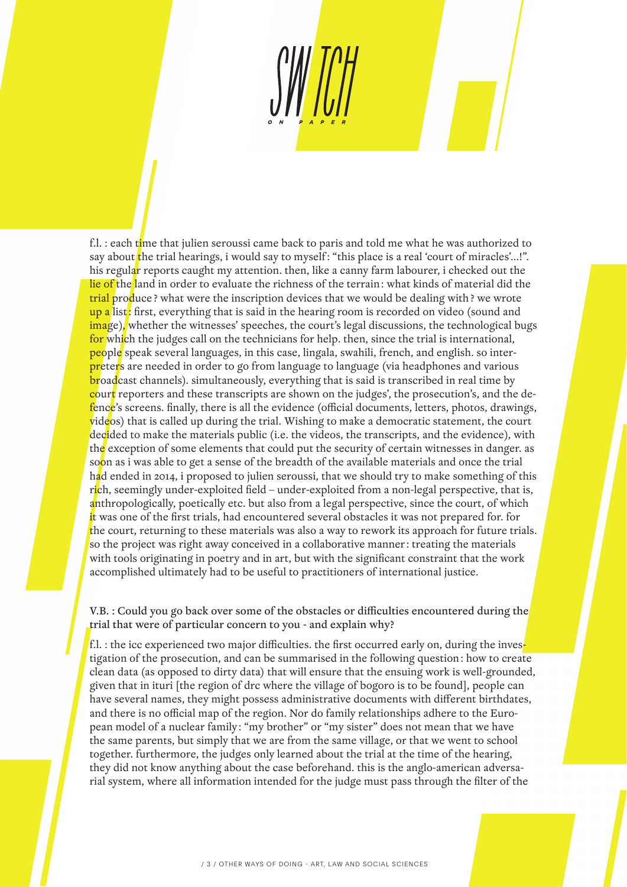f.l. : each time that julien seroussi came back to paris and told me what he was authorized to say about the trial hearings, i would say to myself : "this place is a real 'court of miracles'...!". his regular reports caught my attention. then, like a canny farm labourer, i checked out the lie of the land in order to evaluate the richness of the terrain : what kinds of material did the trial produce ? what were the inscription devices that we would be dealing with ? we wrote up a list : first, everything that is said in the hearing room is recorded on video (sound and image), whether the witnesses' speeches, the court's legal discussions, the technological bugs for which the judges call on the technicians for help. then, since the trial is international, people speak several languages, in this case, lingala, swahili, french, and english. so interpreters are needed in order to go from language to language (via headphones and various broadcast channels). simultaneously, everything that is said is transcribed in real time by court reporters and these transcripts are shown on the judges', the prosecution's, and the defence's screens. finally, there is all the evidence (official documents, letters, photos, drawings, videos) that is called up during the trial. Wishing to make a democratic statement, the court decided to make the materials public (i.e. the videos, the transcripts, and the evidence), with the exception of some elements that could put the security of certain witnesses in danger. as soon as i was able to get a sense of the breadth of the available materials and once the trial had ended in 2014, i proposed to julien seroussi, that we should try to make something of this rich, seemingly under-exploited field – under-exploited from a non-legal perspective, that is, anthropologically, poetically etc. but also from a legal perspective, since the court, of which it was one of the first trials, had encountered several obstacles it was not prepared for. for the court, returning to these materials was also a way to rework its approach for future trials. so the project was right away conceived in a collaborative manner : treating the materials with tools originating in poetry and in art, but with the significant constraint that the work accomplished ultimately had to be useful to practitioners of international justice.

**V.B. : Could you go back over some of the obstacles or difficulties encountered during the trial that were of particular concern to you - and explain why?**

f.l. : the icc experienced two major difficulties. the first occurred early on, during the investigation of the prosecution, and can be summarised in the following question : how to create clean data (as opposed to dirty data) that will ensure that the ensuing work is well-grounded, given that in ituri [the region of drc where the village of bogoro is to be found], people can have several names, they might possess administrative documents with different birthdates, and there is no official map of the region. Nor do family relationships adhere to the European model of a nuclear family : "my brother" or "my sister" does not mean that we have the same parents, but simply that we are from the same village, or that we went to school together. furthermore, the judges only learned about the trial at the time of the hearing, they did not know anything about the case beforehand. this is the anglo-american adversarial system, where all information intended for the judge must pass through the filter of the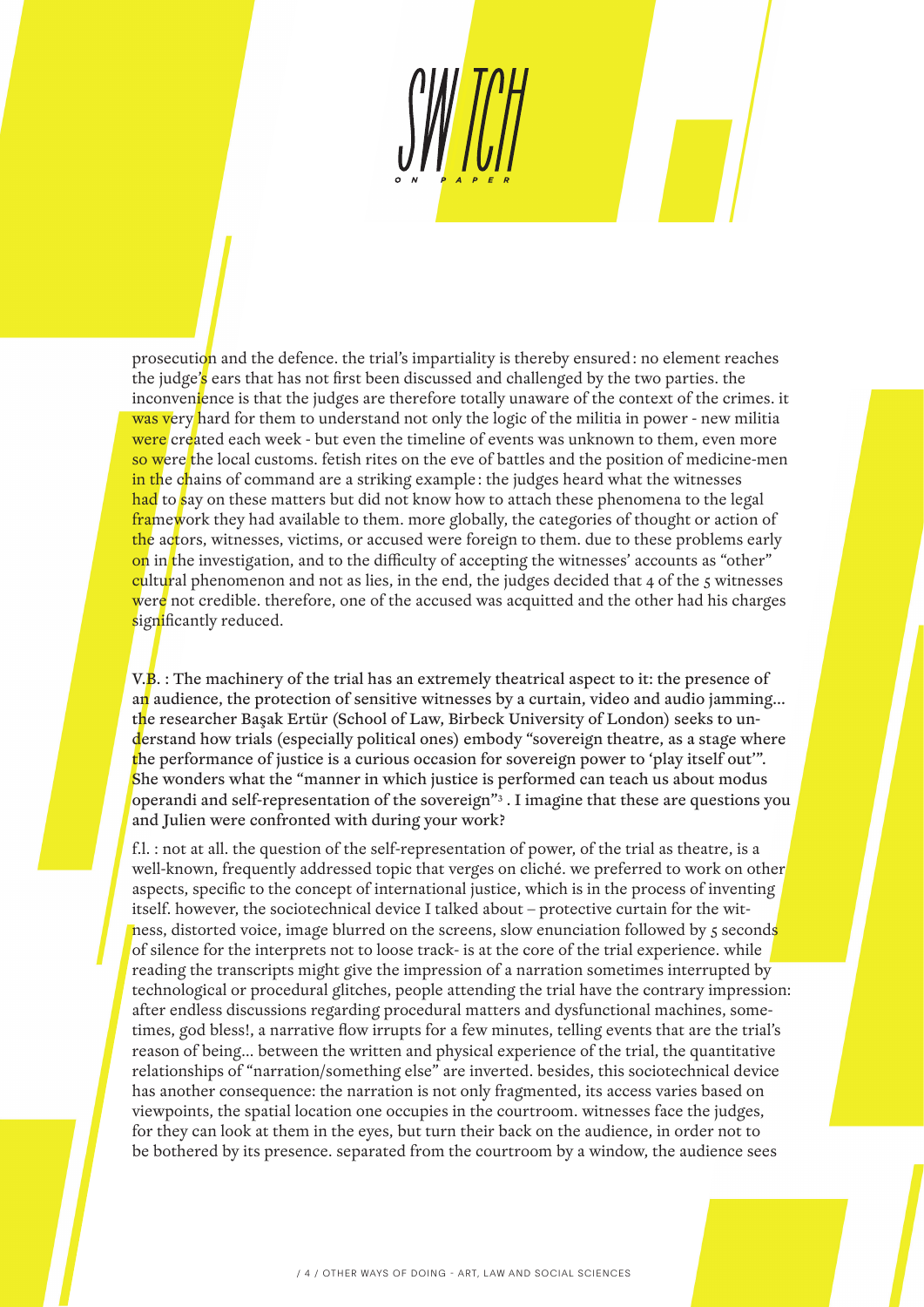prosecution and the defence. the trial's impartiality is thereby ensured : no element reaches the judge's ears that has not first been discussed and challenged by the two parties. the inconvenience is that the judges are therefore totally unaware of the context of the crimes. it was very hard for them to understand not only the logic of the militia in power - new militia were created each week - but even the timeline of events was unknown to them, even more so were the local customs. fetish rites on the eve of battles and the position of medicine-men in the chains of command are a striking example : the judges heard what the witnesses had to say on these matters but did not know how to attach these phenomena to the legal framework they had available to them. more globally, the categories of thought or action of the actors, witnesses, victims, or accused were foreign to them. due to these problems early on in the investigation, and to the difficulty of accepting the witnesses' accounts as "other" cultural phenomenon and not as lies, in the end, the judges decided that 4 of the 5 witnesses were not credible. therefore, one of the accused was acquitted and the other had his charges significantly reduced.

**V.B. : The machinery of the trial has an extremely theatrical aspect to it: the presence of an audience, the protection of sensitive witnesses by a curtain, video and audio jamming... the researcher Başak Ertür (School of Law, Birbeck University of London) seeks to understand how trials (especially political ones) embody "sovereign theatre, as a stage where the performance of justice is a curious occasion for sovereign power to 'play itself out'". She wonders what the "manner in which justice is performed can teach us about modus operandi and self-representation of the sovereign"[3] . I imagine that these are questions you and Julien were confronted with during your work?**

f.l. : not at all. the question of the self-representation of power, of the trial as theatre, is a well-known, frequently addressed topic that verges on cliché. we preferred to work on other aspects, specific to the concept of international justice, which is in the process of inventing itself. however, the sociotechnical device I talked about – protective curtain for the witness, distorted voice, image blurred on the screens, slow enunciation followed by 5 seconds of silence for the interprets not to loose track- is at the core of the trial experience. while reading the transcripts might give the impression of a narration sometimes interrupted by technological or procedural glitches, people attending the trial have the contrary impression: after endless discussions regarding procedural matters and dysfunctional machines, sometimes, god bless!, a narrative flow irrupts for a few minutes, telling events that are the trial's reason of being... between the written and physical experience of the trial, the quantitative relationships of "narration/something else" are inverted. besides, this sociotechnical device has another consequence: the narration is not only fragmented, its access varies based on viewpoints, the spatial location one occupies in the courtroom. witnesses face the judges, for they can look at them in the eyes, but turn their back on the audience, in order not to be bothered by its presence. separated from the courtroom by a window, the audience sees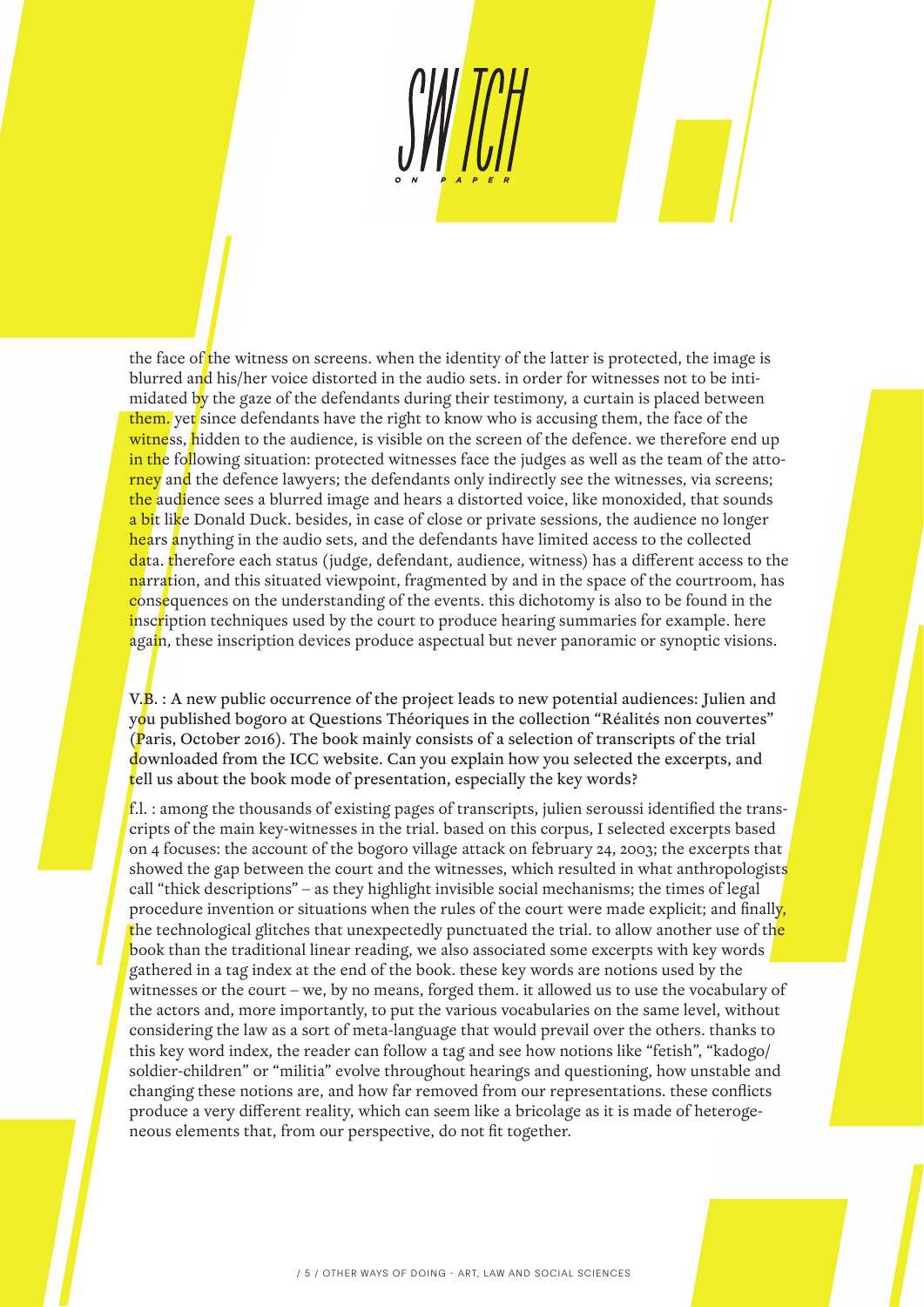the face of the witness on screens. when the identity of the latter is protected, the image is blurred and his/her voice distorted in the audio sets. in order for witnesses not to be intimidated by the gaze of the defendants during their testimony, a curtain is placed between them. yet since defendants have the right to know who is accusing them, the face of the witness, hidden to the audience, is visible on the screen of the defence. we therefore end up in the following situation: protected witnesses face the judges as well as the team of the attorney and the defence lawyers; the defendants only indirectly see the witnesses, via screens; the audience sees a blurred image and hears a distorted voice, like monoxided, that sounds a bit like Donald Duck. besides, in case of close or private sessions, the audience no longer hears anything in the audio sets, and the defendants have limited access to the collected data. therefore each status (judge, defendant, audience, witness) has a different access to the narration, and this situated viewpoint, fragmented by and in the space of the courtroom, has consequences on the understanding of the events. this dichotomy is also to be found in the inscription techniques used by the court to produce hearing summaries for example. here again, these inscription devices produce aspectual but never panoramic or synoptic visions.

**V.B. : A new public occurrence of the project leads to new potential audiences: Julien and you published bogoro at Questions Théoriques in the collection "Réalités non couvertes" (Paris, October 2016). The book mainly consists of a selection of transcripts of the trial downloaded from the ICC website. Can you explain how you selected the excerpts, and tell us about the book mode of presentation, especially the key words?**

f.l. : among the thousands of existing pages of transcripts, julien seroussi identified the transcripts of the main key-witnesses in the trial. based on this corpus, I selected excerpts based on 4 focuses: the account of the bogoro village attack on february 24, 2003; the excerpts that showed the gap between the court and the witnesses, which resulted in what anthropologists call "thick descriptions" – as they highlight invisible social mechanisms; the times of legal procedure invention or situations when the rules of the court were made explicit; and finally, the technological glitches that unexpectedly punctuated the trial. to allow another use of the book than the traditional linear reading, we also associated some excerpts with key words gathered in a tag index at the end of the book. these key words are notions used by the witnesses or the court – we, by no means, forged them. it allowed us to use the vocabulary of the actors and, more importantly, to put the various vocabularies on the same level, without considering the law as a sort of meta-language that would prevail over the others. thanks to this key word index, the reader can follow a tag and see how notions like "fetish", "kadogo/soldier-children" or "militia" evolve throughout hearings and questioning, how unstable and changing these notions are, and how far removed from our representations. these conflicts produce a very different reality, which can seem like a bricolage as it is made of heterogeneous elements that, from our perspective, do not fit together.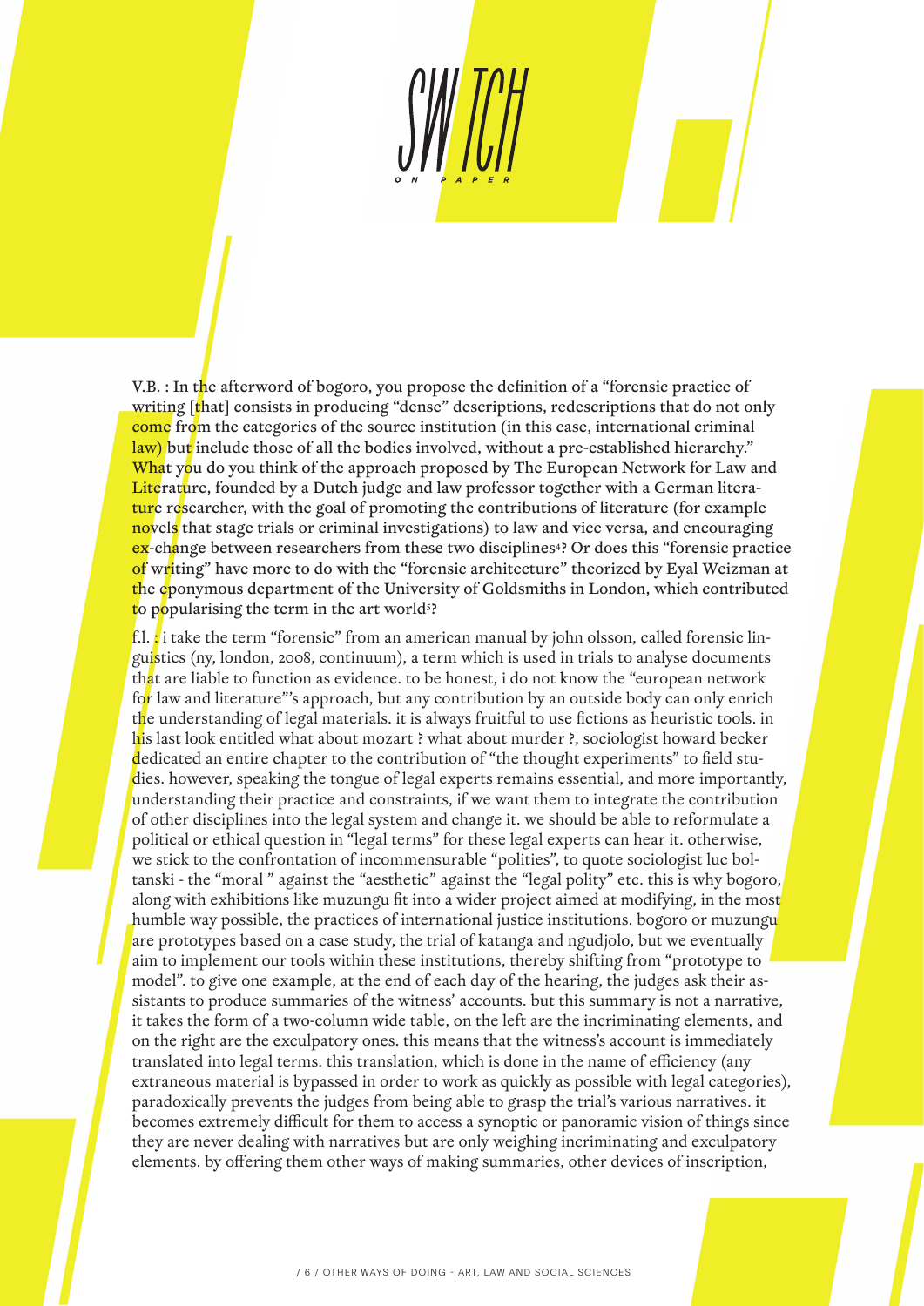V.B. : In the afterword of bogoro, you propose the definition of a "forensic practice of writing [that] consists in producing "dense" descriptions, redescriptions that do not only come from the categories of the source institution (in this case, international criminal law) but include those of all the bodies involved, without a pre-established hierarchy." What you do you think of the approach proposed by The European Network for Law and Literature, founded by a Dutch judge and law professor together with a German literature researcher, with the goal of promoting the contributions of literature (for example novels that stage trials or criminal investigations) to law and vice versa, and encouraging ex-change between researchers from these two disciplines[4]? Or does this "forensic practice of writing" have more to do with the "forensic architecture" theorized by Eyal Weizman at the eponymous department of the University of Goldsmiths in London, which contributed to popularising the term in the art world[5]?

f.l. : i take the term "forensic" from an american manual by john olsson, called forensic linguistics (ny, london, 2008, continuum), a term which is used in trials to analyse documents that are liable to function as evidence. to be honest, i do not know the "european network for law and literature"'s approach, but any contribution by an outside body can only enrich the understanding of legal materials. it is always fruitful to use fictions as heuristic tools. in his last look entitled what about mozart ? what about murder ?, sociologist howard becker dedicated an entire chapter to the contribution of "the thought experiments" to field studies. however, speaking the tongue of legal experts remains essential, and more importantly, understanding their practice and constraints, if we want them to integrate the contribution of other disciplines into the legal system and change it. we should be able to reformulate a political or ethical question in "legal terms" for these legal experts can hear it. otherwise, we stick to the confrontation of incommensurable "polities", to quote sociologist luc boltanski - the "moral " against the "aesthetic" against the "legal polity" etc. this is why bogoro, along with exhibitions like muzungu fit into a wider project aimed at modifying, in the most humble way possible, the practices of international justice institutions. bogoro or muzungu are prototypes based on a case study, the trial of katanga and ngudjolo, but we eventually aim to implement our tools within these institutions, thereby shifting from "prototype to model". to give one example, at the end of each day of the hearing, the judges ask their assistants to produce summaries of the witness' accounts. but this summary is not a narrative, it takes the form of a two-column wide table, on the left are the incriminating elements, and on the right are the exculpatory ones. this means that the witness's account is immediately translated into legal terms. this translation, which is done in the name of efficiency (any extraneous material is bypassed in order to work as quickly as possible with legal categories), paradoxically prevents the judges from being able to grasp the trial's various narratives. it becomes extremely difficult for them to access a synoptic or panoramic vision of things since they are never dealing with narratives but are only weighing incriminating and exculpatory elements. by offering them other ways of making summaries, other devices of inscription,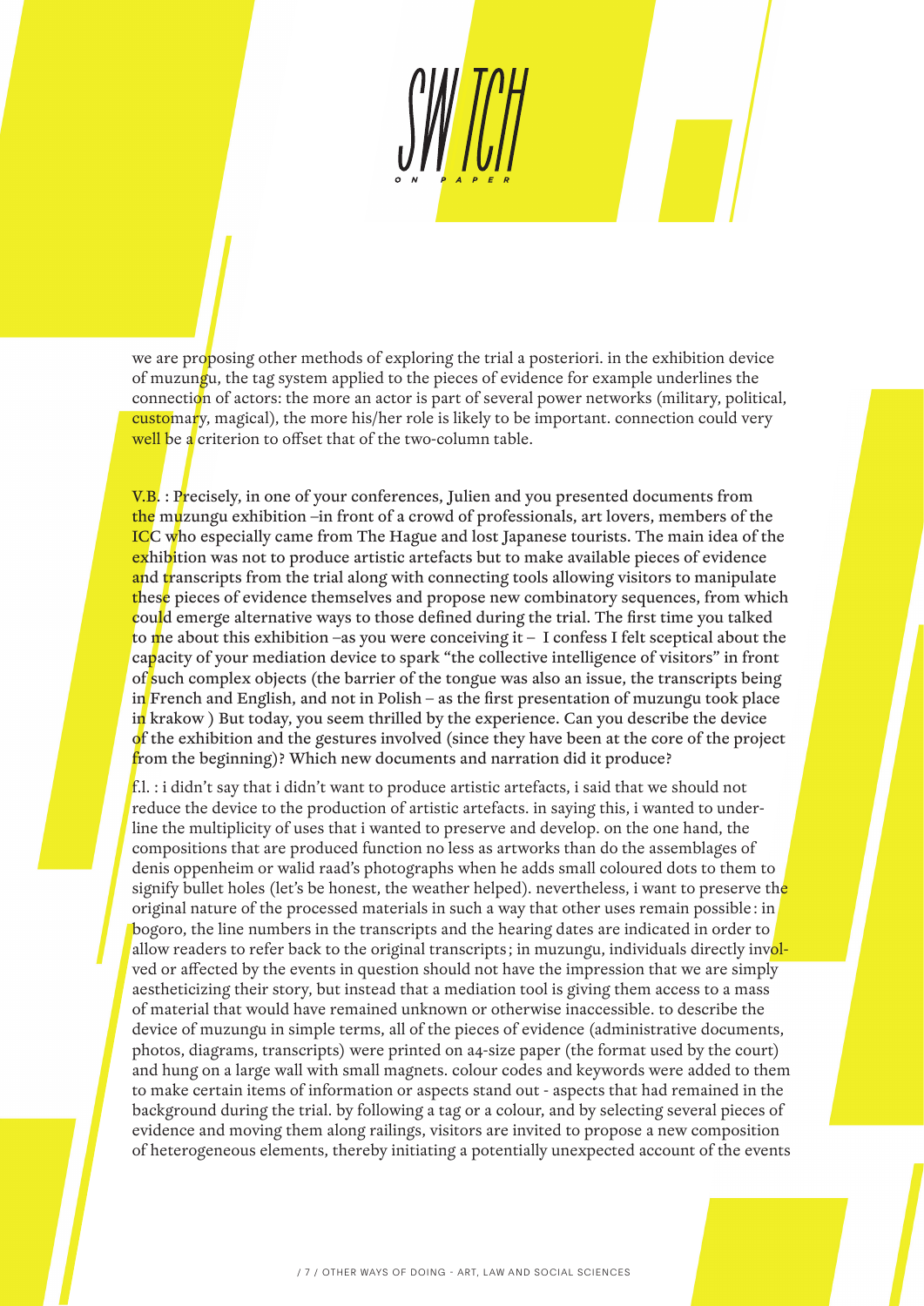we are proposing other methods of exploring the trial a posteriori. in the exhibition device of muzungu, the tag system applied to the pieces of evidence for example underlines the connection of actors: the more an actor is part of several power networks (military, political, customary, magical), the more his/her role is likely to be important. connection could very well be a criterion to offset that of the two-column table.

**V.B. : Precisely, in one of your conferences, Julien and you presented documents from the muzungu exhibition –in front of a crowd of professionals, art lovers, members of the ICC who especially came from The Hague and lost Japanese tourists. The main idea of the exhibition was not to produce artistic artefacts but to make available pieces of evidence and transcripts from the trial along with connecting tools allowing visitors to manipulate these pieces of evidence themselves and propose new combinatory sequences, from which could emerge alternative ways to those defined during the trial. The first time you talked to me about this exhibition –as you were conceiving it – I confess I felt sceptical about the capacity of your mediation device to spark "the collective intelligence of visitors" in front of such complex objects (the barrier of the tongue was also an issue, the transcripts being in French and English, and not in Polish – as the first presentation of muzungu took place in krakow ) But today, you seem thrilled by the experience. Can you describe the device of the exhibition and the gestures involved (since they have been at the core of the project from the beginning)? Which new documents and narration did it produce?**

f.l. : i didn't say that i didn't want to produce artistic artefacts, i said that we should not reduce the device to the production of artistic artefacts. in saying this, i wanted to underline the multiplicity of uses that i wanted to preserve and develop. on the one hand, the compositions that are produced function no less as artworks than do the assemblages of denis oppenheim or walid raad's photographs when he adds small coloured dots to them to signify bullet holes (let's be honest, the weather helped). nevertheless, i want to preserve the original nature of the processed materials in such a way that other uses remain possible : in bogoro, the line numbers in the transcripts and the hearing dates are indicated in order to allow readers to refer back to the original transcripts ; in muzungu, individuals directly involved or affected by the events in question should not have the impression that we are simply aestheticizing their story, but instead that a mediation tool is giving them access to a mass of material that would have remained unknown or otherwise inaccessible. to describe the device of muzungu in simple terms, all of the pieces of evidence (administrative documents, photos, diagrams, transcripts) were printed on a4-size paper (the format used by the court) and hung on a large wall with small magnets. colour codes and keywords were added to them to make certain items of information or aspects stand out - aspects that had remained in the background during the trial. by following a tag or a colour, and by selecting several pieces of evidence and moving them along railings, visitors are invited to propose a new composition of heterogeneous elements, thereby initiating a potentially unexpected account of the events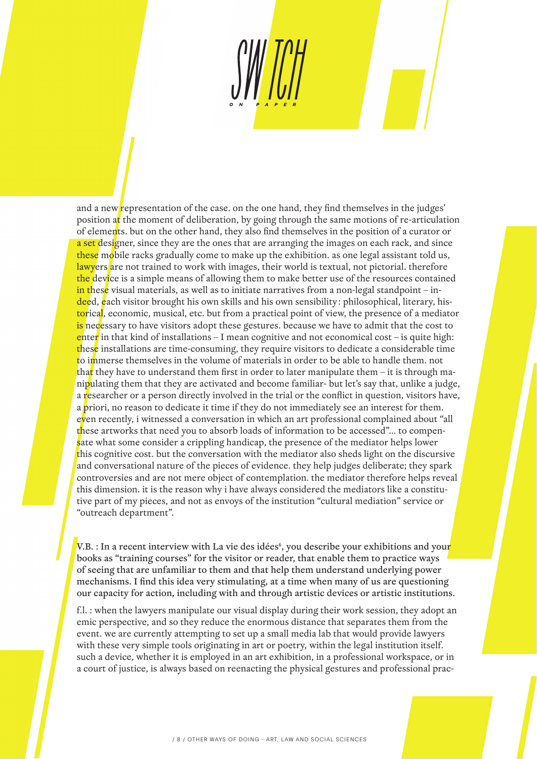and a new representation of the case. on the one hand, they find themselves in the judges' position at the moment of deliberation, by going through the same motions of re-articulation of elements. but on the other hand, they also find themselves in the position of a curator or a set designer, since they are the ones that are arranging the images on each rack, and since these mobile racks gradually come to make up the exhibition. as one legal assistant told us, lawyers are not trained to work with images, their world is textual, not pictorial. therefore the device is a simple means of allowing them to make better use of the resources contained in these visual materials, as well as to initiate narratives from a non-legal standpoint – indeed, each visitor brought his own skills and his own sensibility : philosophical, literary, historical, economic, musical, etc. but from a practical point of view, the presence of a mediator is necessary to have visitors adopt these gestures. because we have to admit that the cost to enter in that kind of installations – I mean cognitive and not economical cost – is quite high: these installations are time-consuming, they require visitors to dedicate a considerable time to immerse themselves in the volume of materials in order to be able to handle them. not that they have to understand them first in order to later manipulate them – it is through manipulating them that they are activated and become familiar- but let's say that, unlike a judge, a researcher or a person directly involved in the trial or the conflict in question, visitors have, a priori, no reason to dedicate it time if they do not immediately see an interest for them. even recently, i witnessed a conversation in which an art professional complained about "all these artworks that need you to absorb loads of information to be accessed"... to compensate what some consider a crippling handicap, the presence of the mediator helps lower this cognitive cost. but the conversation with the mediator also sheds light on the discursive and conversational nature of the pieces of evidence. they help judges deliberate; they spark controversies and are not mere object of contemplation. the mediator therefore helps reveal this dimension. it is the reason why i have always considered the mediators like a constitutive part of my pieces, and not as envoys of the institution "cultural mediation" service or "outreach department".

**V.B. : In a recent interview with La vie des idées[6], you describe your exhibitions and your books as "training courses" for the visitor or reader, that enable them to practice ways of seeing that are unfamiliar to them and that help them understand underlying power mechanisms. I find this idea very stimulating, at a time when many of us are questioning our capacity for action, including with and through artistic devices or artistic institutions.**

f.l. : when the lawyers manipulate our visual display during their work session, they adopt an emic perspective, and so they reduce the enormous distance that separates them from the event. we are currently attempting to set up a small media lab that would provide lawyers with these very simple tools originating in art or poetry, within the legal institution itself. such a device, whether it is employed in an art exhibition, in a professional workspace, or in a court of justice, is always based on reenacting the physical gestures and professional prac-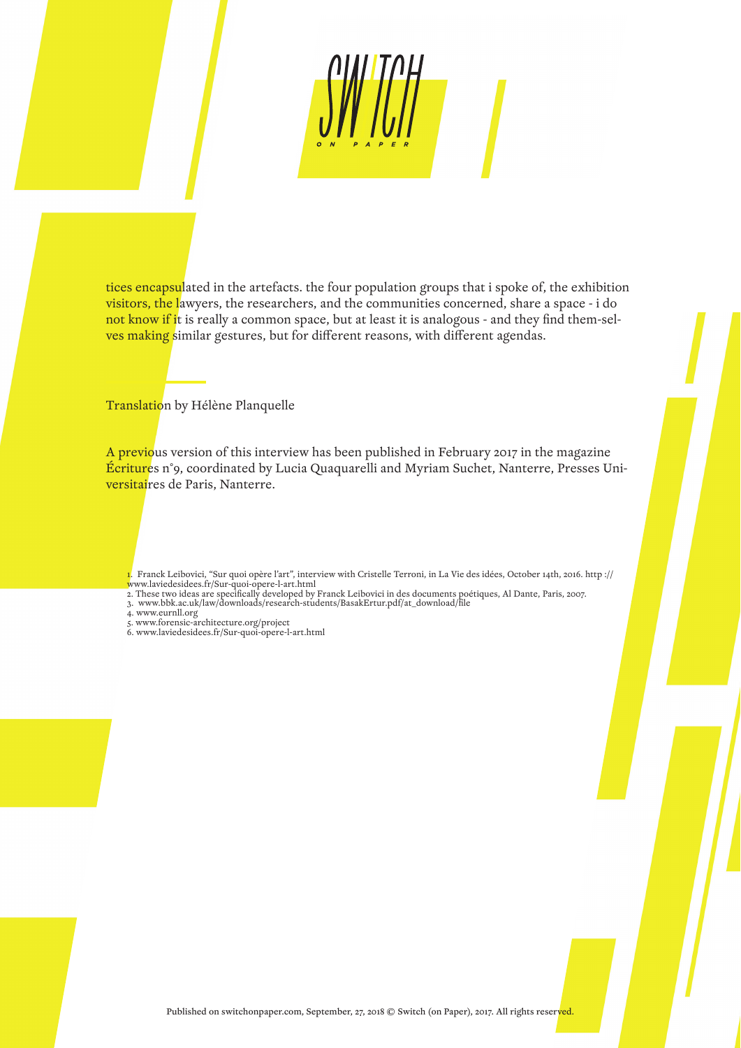tices encapsulated in the artefacts. the four population groups that i spoke of, the exhibition visitors, the lawyers, the researchers, and the communities concerned, share a space - i do not know if it is really a common space, but at least it is analogous - and they find them-selves making similar gestures, but for different reasons, with different agendas.

Translation by Hélène Planquelle

A previous version of this interview has been published in February 2017 in the magazine Écritures n°9, coordinated by Lucia Quaquarelli and Myriam Suchet, Nanterre, Presses Universitaires de Paris, Nanterre.

1. Franck Leibovici, "Sur quoi opère l'art", interview with Cristelle Terroni, in La Vie des idées, October 14th, 2016. http :// www.laviedesidees.fr/Sur-quoi-opere-l-art.html
2. These two ideas are specifically developed by Franck Leibovici in des documents poétiques, Al Dante, Paris, 2007.
3. www.bbk.ac.uk/law/downloads/research-students/BasakErtur.pdf/at_download/file
4. www.eurnll.org
5. www.forensic-architecture.org/project
6. www.laviedesidees.fr/Sur-quoi-opere-l-art.html

Published on switchonpaper.com, September, 27, 2018 © Switch (on Paper), 2017. All rights reserved.